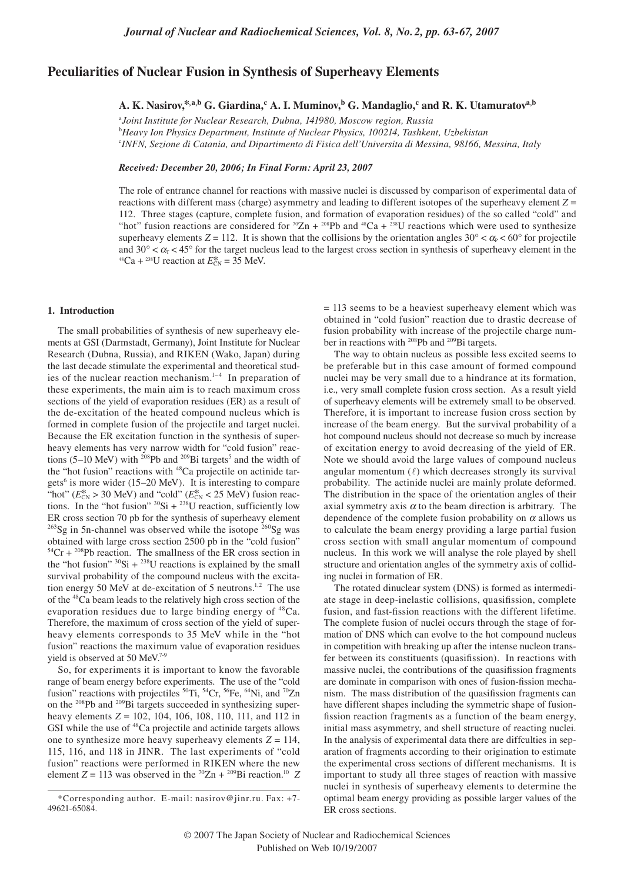# Peculiarities of Nuclear Fusion in Synthesis of Superheavy Elements

**A. K. Nasirov,*[a,b] G. Giardina,[c] A. I. Muminov,[b] G. Mandaglio,[c] and R. K. Utamuratov[a,b]**

[a]*Joint Institute for Nuclear Research, Dubna, 141980, Moscow region, Russia*
[b]*Heavy Ion Physics Department, Institute of Nuclear Physics, 100214, Tashkent, Uzbekistan*
[c]*INFN, Sezione di Catania, and Dipartimento di Fisica dell'Universita di Messina, 98166, Messina, Italy*

*Received: December 20, 2006; In Final Form: April 23, 2007*

The role of entrance channel for reactions with massive nuclei is discussed by comparison of experimental data of reactions with different mass (charge) asymmetry and leading to different isotopes of the superheavy element $Z$ = 112. Three stages (capture, complete fusion, and formation of evaporation residues) of the so called "cold" and "hot" fusion reactions are considered for $^{70}$Zn + $^{208}$Pb and $^{48}$Ca + $^{238}$U reactions which were used to synthesize superheavy elements $Z$ = 112. It is shown that the collisions by the orientation angles $30° < \alpha_P < 60°$ for projectile and $30° < \alpha_T < 45°$ for the target nucleus lead to the largest cross section in synthesis of superheavy element in the $^{48}$Ca + $^{238}$U reaction at $E^*_{CN}$ = 35 MeV.

## 1. Introduction

The small probabilities of synthesis of new superheavy elements at GSI (Darmstadt, Germany), Joint Institute for Nuclear Research (Dubna, Russia), and RIKEN (Wako, Japan) during the last decade stimulate the experimental and theoretical studies of the nuclear reaction mechanism.[1–4] In preparation of these experiments, the main aim is to reach maximum cross sections of the yield of evaporation residues (ER) as a result of the de-excitation of the heated compound nucleus which is formed in complete fusion of the projectile and target nuclei. Because the ER excitation function in the synthesis of superheavy elements has very narrow width for "cold fusion" reactions (5–10 MeV) with $^{208}$Pb and $^{209}$Bi targets[5] and the width of the "hot fusion" reactions with $^{48}$Ca projectile on actinide targets[6] is more wider (15–20 MeV). It is interesting to compare "hot" ($E^*_{CN}$ > 30 MeV) and "cold" ($E^*_{CN}$ < 25 MeV) fusion reactions. In the "hot fusion" $^{30}$Si + $^{238}$U reaction, sufficiently low ER cross section 70 pb for the synthesis of superheavy element $^{263}$Sg in 5n-channel was observed while the isotope $^{260}$Sg was obtained with large cross section 2500 pb in the "cold fusion" $^{54}$Cr + $^{208}$Pb reaction. The smallness of the ER cross section in the "hot fusion" $^{30}$Si + $^{238}$U reactions is explained by the small survival probability of the compound nucleus with the excitation energy 50 MeV at de-excitation of 5 neutrons.[1,2] The use of the $^{48}$Ca beam leads to the relatively high cross section of the evaporation residues due to large binding energy of $^{48}$Ca. Therefore, the maximum of cross section of the yield of superheavy elements corresponds to 35 MeV while in the "hot fusion" reactions the maximum value of evaporation residues yield is observed at 50 MeV.[7-9]

So, for experiments it is important to know the favorable range of beam energy before experiments. The use of the "cold fusion" reactions with projectiles $^{50}$Ti, $^{54}$Cr, $^{56}$Fe, $^{64}$Ni, and $^{70}$Zn on the $^{208}$Pb and $^{209}$Bi targets succeeded in synthesizing superheavy elements $Z$ = 102, 104, 106, 108, 110, 111, and 112 in GSI while the use of $^{48}$Ca projectile and actinide targets allows one to synthesize more heavy superheavy elements $Z$ = 114, 115, 116, and 118 in JINR. The last experiments of "cold fusion" reactions were performed in RIKEN where the new element $Z$ = 113 was observed in the $^{70}$Zn + $^{209}$Bi reaction.[10] $Z$ = 113 seems to be a heaviest superheavy element which was obtained in "cold fusion" reaction due to drastic decrease of fusion probability with increase of the projectile charge number in reactions with $^{208}$Pb and $^{209}$Bi targets.

The way to obtain nucleus as possible less excited seems to be preferable but in this case amount of formed compound nuclei may be very small due to a hindrance at its formation, i.e., very small complete fusion cross section. As a result yield of superheavy elements will be extremely small to be observed. Therefore, it is important to increase fusion cross section by increase of the beam energy. But the survival probability of a hot compound nucleus should not decrease so much by increase of excitation energy to avoid decreasing of the yield of ER. Note we should avoid the large values of compound nucleus angular momentum ($\ell$) which decreases strongly its survival probability. The actinide nuclei are mainly prolate deformed. The distribution in the space of the orientation angles of their axial symmetry axis $\alpha$ to the beam direction is arbitrary. The dependence of the complete fusion probability on $\alpha$ allows us to calculate the beam energy providing a large partial fusion cross section with small angular momentum of compound nucleus. In this work we will analyse the role played by shell structure and orientation angles of the symmetry axis of colliding nuclei in formation of ER.

The rotated dinuclear system (DNS) is formed as intermediate stage in deep-inelastic collisions, quasifission, complete fusion, and fast-fission reactions with the different lifetime. The complete fusion of nuclei occurs through the stage of formation of DNS which can evolve to the hot compound nucleus in competition with breaking up after the intense nucleon transfer between its constituents (quasifission). In reactions with massive nuclei, the contributions of the quasifission fragments are dominate in comparison with ones of fusion-fission mechanism. The mass distribution of the quasifission fragments can have different shapes including the symmetric shape of fusion-fission reaction fragments as a function of the beam energy, initial mass asymmetry, and shell structure of reacting nuclei. In the analysis of experimental data there are diffculties in separation of fragments according to their origination to estimate the experimental cross sections of different mechanisms. It is important to study all three stages of reaction with massive nuclei in synthesis of superheavy elements to determine the optimal beam energy providing as possible larger values of the ER cross sections.

*Corresponding author. E-mail: nasirov@jinr.ru. Fax: +7-49621-65084.

© 2007 The Japan Society of Nuclear and Radiochemical Sciences
Published on Web 10/19/2007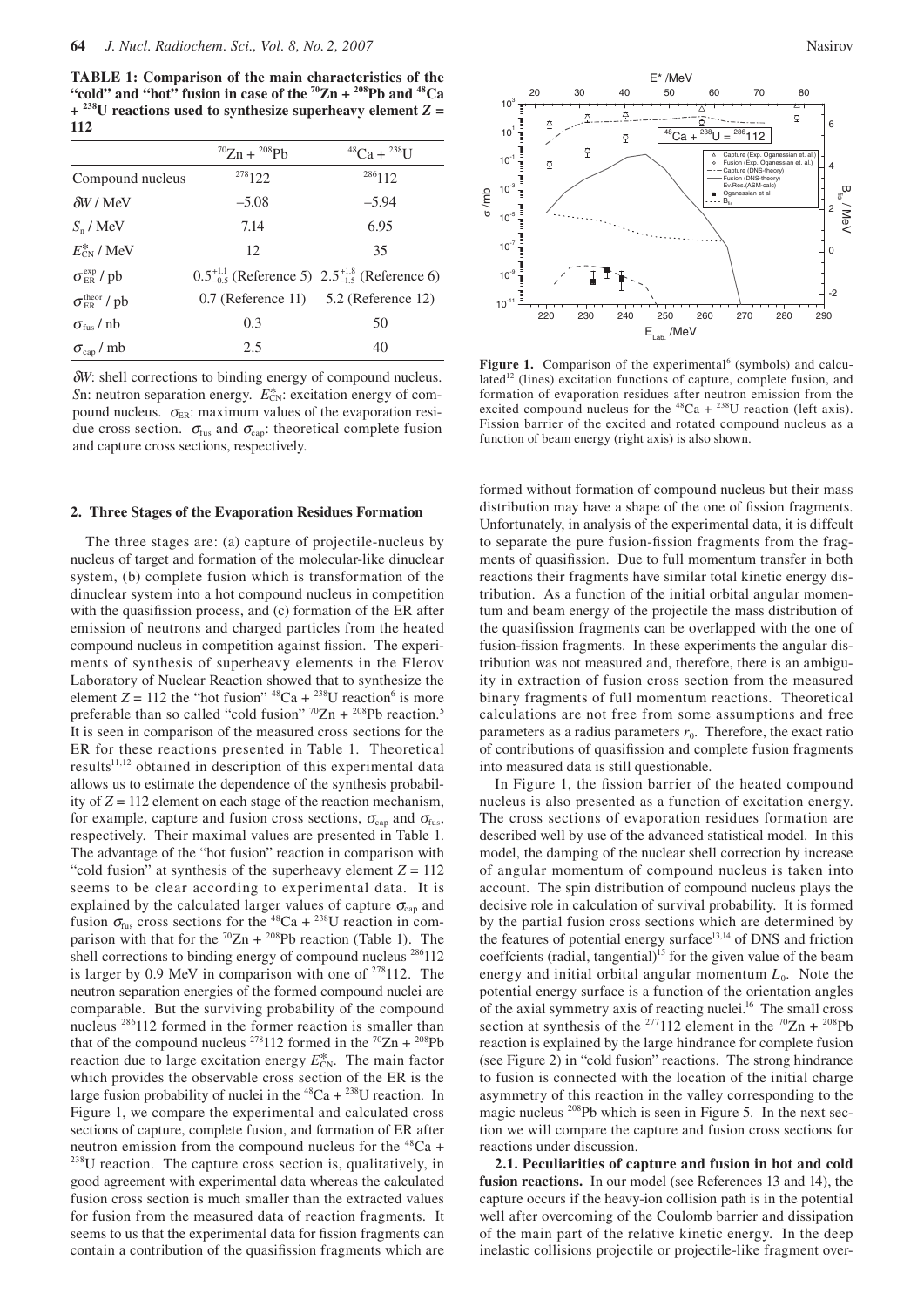**TABLE 1: Comparison of the main characteristics of the "cold" and "hot" fusion in case of the $^{70}$Zn + $^{208}$Pb and $^{48}$Ca + $^{238}$U reactions used to synthesize superheavy element $Z$ = 112**

| | $^{70}$Zn + $^{208}$Pb | $^{48}$Ca + $^{238}$U |
|---|---|---|
| Compound nucleus | $^{278}$122 | $^{286}$112 |
| $\delta W$ / MeV | –5.08 | –5.94 |
| $S_n$ / MeV | 7.14 | 6.95 |
| $E^*_{CN}$ / MeV | 12 | 35 |
| $\sigma^{exp}_{ER}$ / pb | $0.5^{+1.1}_{-0.5}$ (Reference 5) | $2.5^{+1.8}_{-1.5}$ (Reference 6) |
| $\sigma^{theor}_{ER}$ / pb | 0.7 (Reference 11) | 5.2 (Reference 12) |
| $\sigma_{fus}$ / nb | 0.3 | 50 |
| $\sigma_{cap}$ / mb | 2.5 | 40 |

$\delta W$: shell corrections to binding energy of compound nucleus. $Sn$: neutron separation energy. $E^*_{CN}$: excitation energy of compound nucleus. $\sigma_{ER}$: maximum values of the evaporation residue cross section. $\sigma_{fus}$ and $\sigma_{cap}$: theoretical complete fusion and capture cross sections, respectively.

## 2. Three Stages of the Evaporation Residues Formation

The three stages are: (a) capture of projectile-nucleus by nucleus of target and formation of the molecular-like dinuclear system, (b) complete fusion which is transformation of the dinuclear system into a hot compound nucleus in competition with the quasifission process, and (c) formation of the ER after emission of neutrons and charged particles from the heated compound nucleus in competition against fission. The experiments of synthesis of superheavy elements in the Flerov Laboratory of Nuclear Reaction showed that to synthesize the element $Z$ = 112 the "hot fusion" $^{48}$Ca + $^{238}$U reaction[6] is more preferable than so called "cold fusion" $^{70}$Zn + $^{208}$Pb reaction.[5] It is seen in comparison of the measured cross sections for the ER for these reactions presented in Table 1. Theoretical results[11,12] obtained in description of this experimental data allows us to estimate the dependence of the synthesis probability of $Z$ = 112 element on each stage of the reaction mechanism, for example, capture and fusion cross sections, $\sigma_{cap}$ and $\sigma_{fus}$, respectively. Their maximal values are presented in Table 1. The advantage of the "hot fusion" reaction in comparison with "cold fusion" at synthesis of the superheavy element $Z$ = 112 seems to be clear according to experimental data. It is explained by the calculated larger values of capture $\sigma_{cap}$ and fusion $\sigma_{fus}$ cross sections for the $^{48}$Ca + $^{238}$U reaction in comparison with that for the $^{70}$Zn + $^{208}$Pb reaction (Table 1). The shell corrections to binding energy of compound nucleus $^{286}$112 is larger by 0.9 MeV in comparison with one of $^{278}$112. The neutron separation energies of the formed compound nuclei are comparable. But the surviving probability of the compound nucleus $^{286}$112 formed in the former reaction is smaller than that of the compound nucleus $^{278}$112 formed in the $^{70}$Zn + $^{208}$Pb reaction due to large excitation energy $E^*_{CN}$. The main factor which provides the observable cross section of the ER is the large fusion probability of nuclei in the $^{48}$Ca + $^{238}$U reaction. In Figure 1, we compare the experimental and calculated cross sections of capture, complete fusion, and formation of ER after neutron emission from the compound nucleus for the $^{48}$Ca + $^{238}$U reaction. The capture cross section is, qualitatively, in good agreement with experimental data whereas the calculated fusion cross section is much smaller than the extracted values for fusion from the measured data of reaction fragments. It seems to us that the experimental data for fission fragments can contain a contribution of the quasifission fragments which are

**Figure 1.** Comparison of the experimental[6] (symbols) and calculated[12] (lines) excitation functions of capture, complete fusion, and formation of evaporation residues after neutron emission from the excited compound nucleus for the $^{48}$Ca + $^{238}$U reaction (left axis). Fission barrier of the excited and rotated compound nucleus as a function of beam energy (right axis) is also shown.

formed without formation of compound nucleus but their mass distribution may have a shape of the one of fission fragments. Unfortunately, in analysis of the experimental data, it is diffcult to separate the pure fusion-fission fragments from the fragments of quasifission. Due to full momentum transfer in both reactions their fragments have similar total kinetic energy distribution. As a function of the initial orbital angular momentum and beam energy of the projectile the mass distribution of the quasifission fragments can be overlapped with the one of fusion-fission fragments. In these experiments the angular distribution was not measured and, therefore, there is an ambiguity in extraction of fusion cross section from the measured binary fragments of full momentum reactions. Theoretical calculations are not free from some assumptions and free parameters as a radius parameters $r_0$. Therefore, the exact ratio of contributions of quasifission and complete fusion fragments into measured data is still questionable.

In Figure 1, the fission barrier of the heated compound nucleus is also presented as a function of excitation energy. The cross sections of evaporation residues formation are described well by use of the advanced statistical model. In this model, the damping of the nuclear shell correction by increase of angular momentum of compound nucleus is taken into account. The spin distribution of compound nucleus plays the decisive role in calculation of survival probability. It is formed by the partial fusion cross sections which are determined by the features of potential energy surface[13,14] of DNS and friction coeffcients (radial, tangential)[15] for the given value of the beam energy and initial orbital angular momentum $L_0$. Note the potential energy surface is a function of the orientation angles of the axial symmetry axis of reacting nuclei.[16] The small cross section at synthesis of the $^{277}$112 element in the $^{70}$Zn + $^{208}$Pb reaction is explained by the large hindrance for complete fusion (see Figure 2) in "cold fusion" reactions. The strong hindrance to fusion is connected with the location of the initial charge asymmetry of this reaction in the valley corresponding to the magic nucleus $^{208}$Pb which is seen in Figure 5. In the next section we will compare the capture and fusion cross sections for reactions under discussion.

**2.1. Peculiarities of capture and fusion in hot and cold fusion reactions.** In our model (see References 13 and 14), the capture occurs if the heavy-ion collision path is in the potential well after overcoming of the Coulomb barrier and dissipation of the main part of the relative kinetic energy. In the deep inelastic collisions projectile or projectile-like fragment over-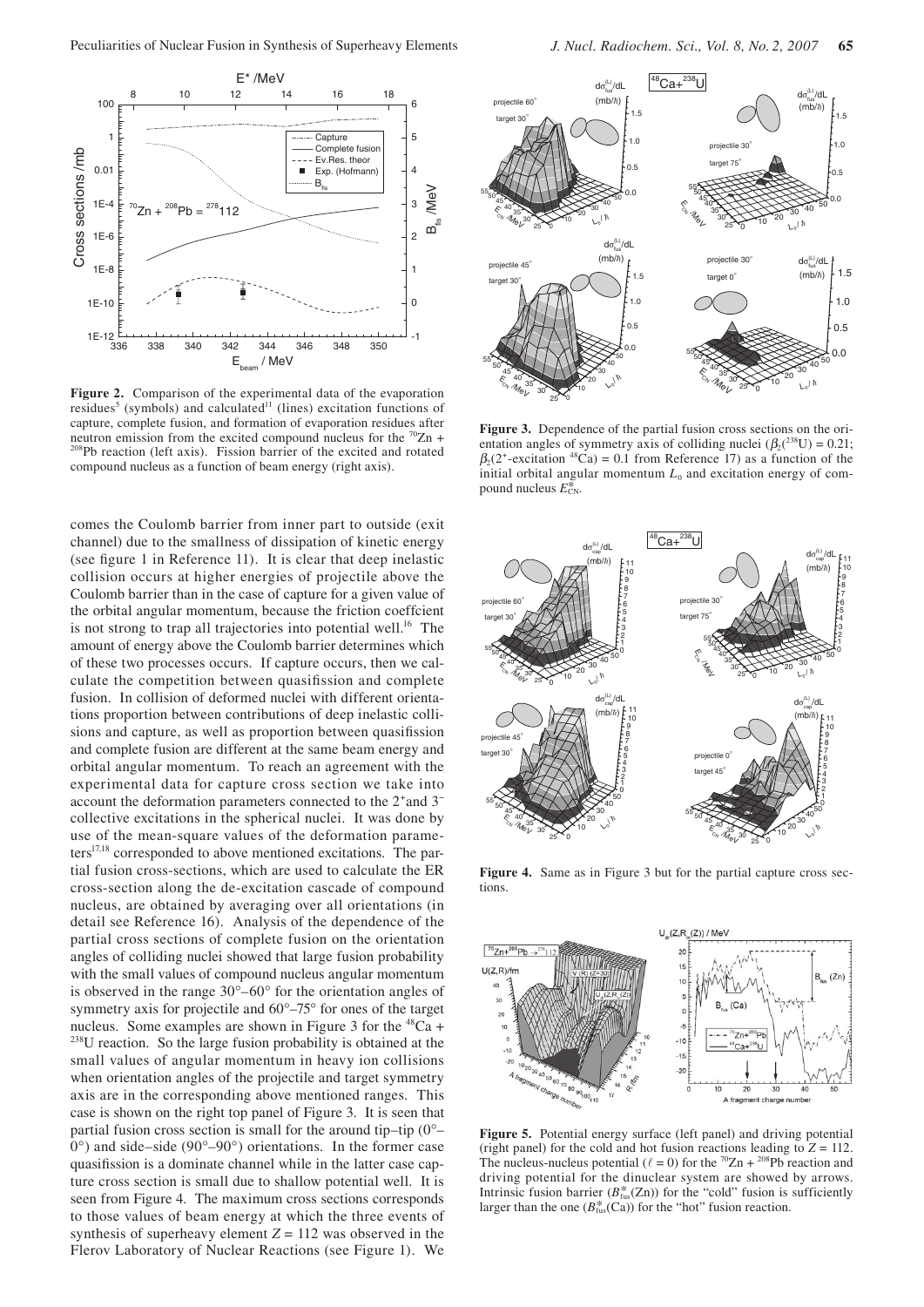**Figure 2.** Comparison of the experimental data of the evaporation residues[5] (symbols) and calculated[11] (lines) excitation functions of capture, complete fusion, and formation of evaporation residues after neutron emission from the excited compound nucleus for the $^{70}Zn$ + $^{208}Pb$ reaction (left axis). Fission barrier of the excited and rotated compound nucleus as a function of beam energy (right axis).

comes the Coulomb barrier from inner part to outside (exit channel) due to the smallness of dissipation of kinetic energy (see figure 1 in Reference 11). It is clear that deep inelastic collision occurs at higher energies of projectile above the Coulomb barrier than in the case of capture for a given value of the orbital angular momentum, because the friction coeffcient is not strong to trap all trajectories into potential well.[16] The amount of energy above the Coulomb barrier determines which of these two processes occurs. If capture occurs, then we calculate the competition between quasifission and complete fusion. In collision of deformed nuclei with different orientations proportion between contributions of deep inelastic collisions and capture, as well as proportion between quasifission and complete fusion are different at the same beam energy and orbital angular momentum. To reach an agreement with the experimental data for capture cross section we take into account the deformation parameters connected to the $2^+$and $3^-$ collective excitations in the spherical nuclei. It was done by use of the mean-square values of the deformation parameters[17,18] corresponded to above mentioned excitations. The partial fusion cross-sections, which are used to calculate the ER cross-section along the de-excitation cascade of compound nucleus, are obtained by averaging over all orientations (in detail see Reference 16). Analysis of the dependence of the partial cross sections of complete fusion on the orientation angles of colliding nuclei showed that large fusion probability with the small values of compound nucleus angular momentum is observed in the range 30°–60° for the orientation angles of symmetry axis for projectile and 60°–75° for ones of the target nucleus. Some examples are shown in Figure 3 for the $^{48}Ca$ + $^{238}U$ reaction. So the large fusion probability is obtained at the small values of angular momentum in heavy ion collisions when orientation angles of the projectile and target symmetry axis are in the corresponding above mentioned ranges. This case is shown on the right top panel of Figure 3. It is seen that partial fusion cross section is small for the around tip–tip (0°–0°) and side–side (90°–90°) orientations. In the former case quasifission is a dominate channel while in the latter case capture cross section is small due to shallow potential well. It is seen from Figure 4. The maximum cross sections corresponds to those values of beam energy at which the three events of synthesis of superheavy element $Z = 112$ was observed in the Flerov Laboratory of Nuclear Reactions (see Figure 1). We

**Figure 3.** Dependence of the partial fusion cross sections on the orientation angles of symmetry axis of colliding nuclei ($\beta_2(^{238}U) = 0.21$; $\beta_2(2^+$-excitation $^{48}Ca) = 0.1$ from Reference 17) as a function of the initial orbital angular momentum $L_0$ and excitation energy of compound nucleus $E^*_{CN}$.

**Figure 4.** Same as in Figure 3 but for the partial capture cross sections.

**Figure 5.** Potential energy surface (left panel) and driving potential (right panel) for the cold and hot fusion reactions leading to $Z = 112$. The nucleus-nucleus potential ($\ell = 0$) for the $^{70}Zn$ + $^{208}Pb$ reaction and driving potential for the dinuclear system are showed by arrows. Intrinsic fusion barrier ($B^*_{fus}(Zn)$) for the "cold" fusion is sufficiently larger than the one ($B^*_{fus}(Ca)$) for the "hot" fusion reaction.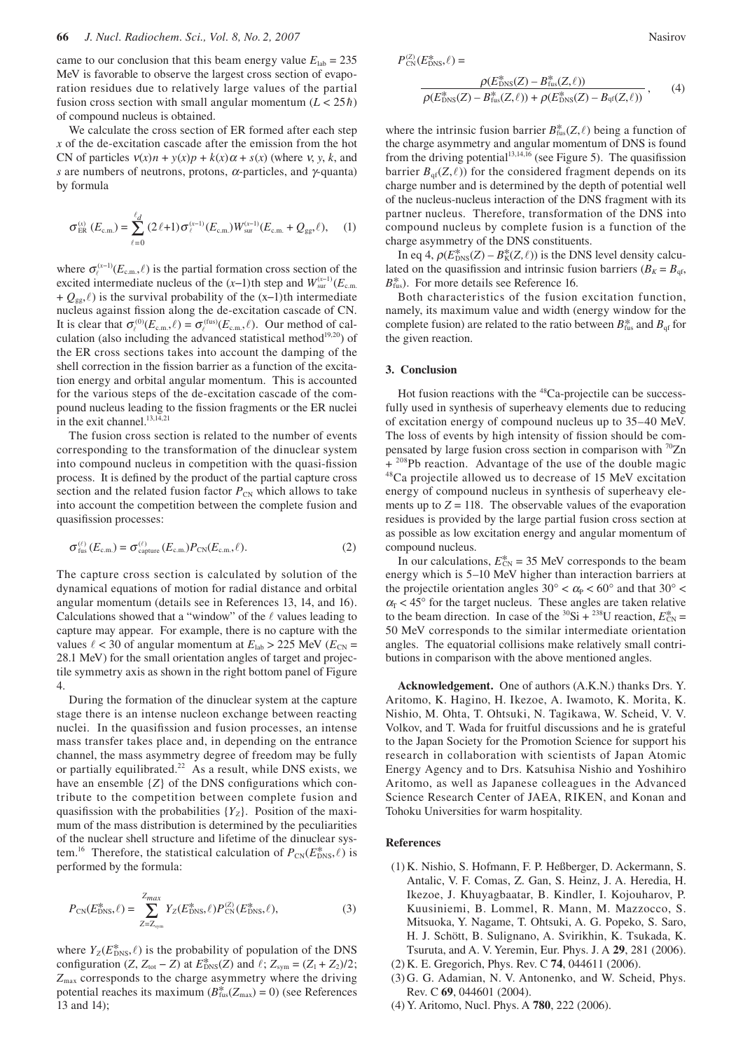came to our conclusion that this beam energy value $E_{\rm lab}$ = 235 MeV is favorable to observe the largest cross section of evaporation residues due to relatively large values of the partial fusion cross section with small angular momentum ($L < 25\hbar$) of compound nucleus is obtained.

We calculate the cross section of ER formed after each step $x$ of the de-excitation cascade after the emission from the hot CN of particles $\nu(x)n + y(x)p + k(x)\alpha + s(x)$ (where $\nu$, $y$, $k$, and $s$ are numbers of neutrons, protons, $\alpha$-particles, and $\gamma$-quanta) by formula

$$\sigma_{\rm ER}^{(x)}(E_{\rm c.m.}) = \sum_{\ell=0}^{\ell_d}(2\ell+1)\sigma_{\ell}^{(x-1)}(E_{\rm c.m.})W_{\rm sur}^{(x-1)}(E_{\rm c.m.}+Q_{\rm gg},\ell), \quad (1)$$

where $\sigma_{\ell}^{(x-1)}(E_{\rm c.m.},\ell)$ is the partial formation cross section of the excited intermediate nucleus of the ($x$–1)th step and $W_{\rm sur}^{(x-1)}(E_{\rm c.m.} + Q_{\rm gg},\ell)$ is the survival probability of the ($x$–1)th intermediate nucleus against fission along the de-excitation cascade of CN. It is clear that $\sigma_{\ell}^{(0)}(E_{\rm c.m.},\ell) = \sigma_{\ell}^{(\rm fus)}(E_{\rm c.m.},\ell)$. Our method of calculation (also including the advanced statistical method[19,20]) of the ER cross sections takes into account the damping of the shell correction in the fission barrier as a function of the excitation energy and orbital angular momentum. This is accounted for the various steps of the de-excitation cascade of the compound nucleus leading to the fission fragments or the ER nuclei in the exit channel.[13,14,21]

The fusion cross section is related to the number of events corresponding to the transformation of the dinuclear system into compound nucleus in competition with the quasi-fission process. It is defined by the product of the partial capture cross section and the related fusion factor $P_{\rm CN}$ which allows to take into account the competition between the complete fusion and quasifission processes:

$$\sigma_{\rm fus}^{(\ell)}(E_{\rm c.m.}) = \sigma_{\rm capture}^{(\ell)}(E_{\rm c.m.})P_{\rm CN}(E_{\rm c.m.},\ell). \quad (2)$$

The capture cross section is calculated by solution of the dynamical equations of motion for radial distance and orbital angular momentum (details see in References 13, 14, and 16). Calculations showed that a "window" of the $\ell$ values leading to capture may appear. For example, there is no capture with the values $\ell < 30$ of angular momentum at $E_{\rm lab} > 225$ MeV ($E_{\rm CN}$ = 28.1 MeV) for the small orientation angles of target and projectile symmetry axis as shown in the right bottom panel of Figure 4.

During the formation of the dinuclear system at the capture stage there is an intense nucleon exchange between reacting nuclei. In the quasifission and fusion processes, an intense mass transfer takes place and, in depending on the entrance channel, the mass asymmetry degree of freedom may be fully or partially equilibrated.[22] As a result, while DNS exists, we have an ensemble $\{Z\}$ of the DNS configurations which contribute to the competition between complete fusion and quasifission with the probabilities $\{Y_Z\}$. Position of the maximum of the mass distribution is determined by the peculiarities of the nuclear shell structure and lifetime of the dinuclear system.[16] Therefore, the statistical calculation of $P_{\rm CN}(E^*_{\rm DNS},\ell)$ is performed by the formula:

$$P_{\rm CN}(E^*_{\rm DNS},\ell) = \sum_{Z=Z_{sym}}^{Z_{max}} Y_Z(E^*_{\rm DNS},\ell)P_{\rm CN}^{(Z)}(E^*_{\rm DNS},\ell), \quad (3)$$

where $Y_Z(E^*_{\rm DNS},\ell)$ is the probability of population of the DNS configuration ($Z$, $Z_{\rm tot} - Z$) at $E^*_{\rm DNS}(Z)$ and $\ell$; $Z_{\rm sym} = (Z_1 + Z_2)/2$; $Z_{\rm max}$ corresponds to the charge asymmetry where the driving potential reaches its maximum ($B^*_{\rm fus}(Z_{\rm max}) = 0$) (see References 13 and 14);

$$P_{\rm CN}^{(Z)}(E^*_{\rm DNS},\ell) = \frac{\rho(E^*_{\rm DNS}(Z) - B^*_{\rm fus}(Z,\ell))}{\rho(E^*_{\rm DNS}(Z) - B^*_{\rm fus}(Z,\ell)) + \rho(E^*_{\rm DNS}(Z) - B_{\rm qf}(Z,\ell))}, \quad (4)$$

where the intrinsic fusion barrier $B^*_{\rm fus}(Z,\ell)$ being a function of the charge asymmetry and angular momentum of DNS is found from the driving potential[13,14,16] (see Figure 5). The quasifission barrier $B_{\rm qf}(Z,\ell)$) for the considered fragment depends on its charge number and is determined by the depth of potential well of the nucleus-nucleus interaction of the DNS fragment with its partner nucleus. Therefore, transformation of the DNS into compound nucleus by complete fusion is a function of the charge asymmetry of the DNS constituents.

In eq 4, $\rho(E^*_{\rm DNS}(Z) - B^*_K(Z,\ell))$ is the DNS level density calculated on the quasifission and intrinsic fusion barriers ($B_K = B_{\rm qf}$, $B^*_{\rm fus}$). For more details see Reference 16.

Both characteristics of the fusion excitation function, namely, its maximum value and width (energy window for the complete fusion) are related to the ratio between $B^*_{\rm fus}$ and $B_{\rm qf}$ for the given reaction.

## 3. Conclusion

Hot fusion reactions with the $^{48}$Ca-projectile can be successfully used in synthesis of superheavy elements due to reducing of excitation energy of compound nucleus up to 35–40 MeV. The loss of events by high intensity of fission should be compensated by large fusion cross section in comparison with $^{70}$Zn + $^{208}$Pb reaction. Advantage of the use of the double magic $^{48}$Ca projectile allowed us to decrease of 15 MeV excitation energy of compound nucleus in synthesis of superheavy elements up to $Z$ = 118. The observable values of the evaporation residues is provided by the large partial fusion cross section at as possible as low excitation energy and angular momentum of compound nucleus.

In our calculations, $E^*_{\rm CN}$ = 35 MeV corresponds to the beam energy which is 5–10 MeV higher than interaction barriers at the projectile orientation angles $30° < \alpha_{\rm P} < 60°$ and that $30° < \alpha_{\rm T} < 45°$ for the target nucleus. These angles are taken relative to the beam direction. In case of the $^{30}$Si + $^{238}$U reaction, $E^*_{\rm CN}$ = 50 MeV corresponds to the similar intermediate orientation angles. The equatorial collisions make relatively small contributions in comparison with the above mentioned angles.

**Acknowledgement.** One of authors (A.K.N.) thanks Drs. Y. Aritomo, K. Hagino, H. Ikezoe, A. Iwamoto, K. Morita, K. Nishio, M. Ohta, T. Ohtsuki, N. Tagikawa, W. Scheid, V. V. Volkov, and T. Wada for fruitful discussions and he is grateful to the Japan Society for the Promotion Science for support his research in collaboration with scientists of Japan Atomic Energy Agency and to Drs. Katsuhisa Nishio and Yoshihiro Aritomo, as well as Japanese colleagues in the Advanced Science Research Center of JAEA, RIKEN, and Konan and Tohoku Universities for warm hospitality.

## References

(1) K. Nishio, S. Hofmann, F. P. Heßberger, D. Ackermann, S. Antalic, V. F. Comas, Z. Gan, S. Heinz, J. A. Heredia, H. Ikezoe, J. Khuyagbaatar, B. Kindler, I. Kojouharov, P. Kuusiniemi, B. Lommel, R. Mann, M. Mazzocco, S. Mitsuoka, Y. Nagame, T. Ohtsuki, A. G. Popeko, S. Saro, H. J. Schött, B. Sulignano, A. Svirikhin, K. Tsukada, K. Tsuruta, and A. V. Yeremin, Eur. Phys. J. A **29**, 281 (2006).

(2) K. E. Gregorich, Phys. Rev. C **74**, 044611 (2006).

(3) G. G. Adamian, N. V. Antonenko, and W. Scheid, Phys. Rev. C **69**, 044601 (2004).

(4) Y. Aritomo, Nucl. Phys. A **780**, 222 (2006).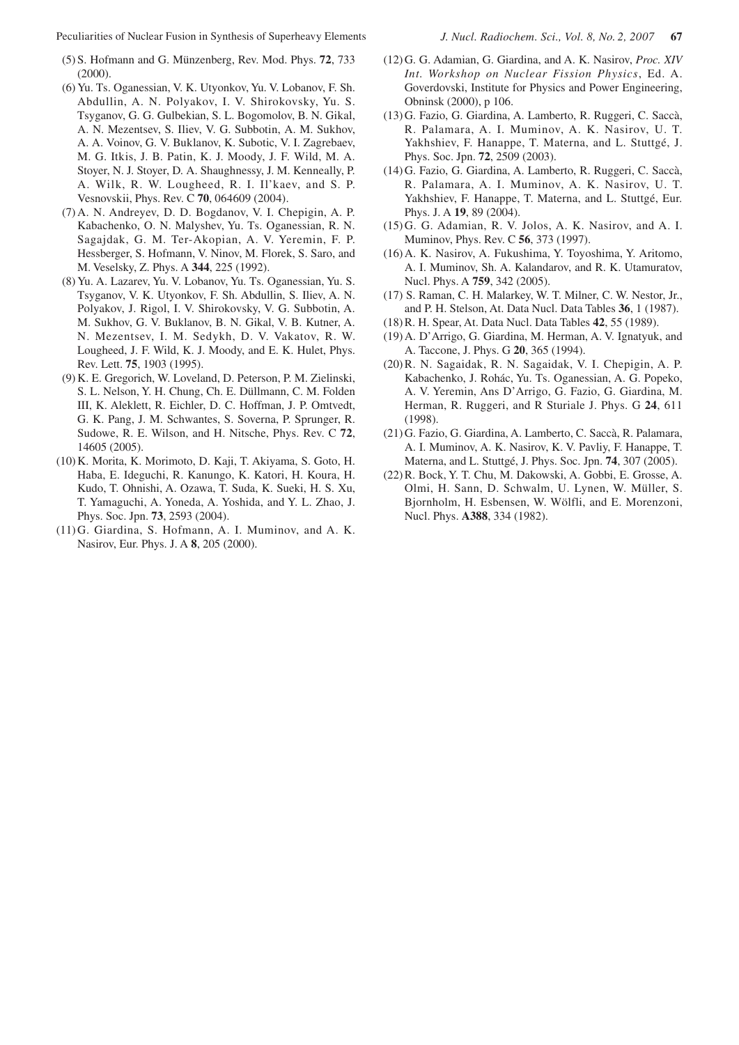(5) S. Hofmann and G. Münzenberg, Rev. Mod. Phys. **72**, 733 (2000).

(6) Yu. Ts. Oganessian, V. K. Utyonkov, Yu. V. Lobanov, F. Sh. Abdullin, A. N. Polyakov, I. V. Shirokovsky, Yu. S. Tsyganov, G. G. Gulbekian, S. L. Bogomolov, B. N. Gikal, A. N. Mezentsev, S. Iliev, V. G. Subbotin, A. M. Sukhov, A. A. Voinov, G. V. Buklanov, K. Subotic, V. I. Zagrebaev, M. G. Itkis, J. B. Patin, K. J. Moody, J. F. Wild, M. A. Stoyer, N. J. Stoyer, D. A. Shaughnessy, J. M. Kenneally, P. A. Wilk, R. W. Lougheed, R. I. Il'kaev, and S. P. Vesnovskii, Phys. Rev. C **70**, 064609 (2004).

(7) A. N. Andreyev, D. D. Bogdanov, V. I. Chepigin, A. P. Kabachenko, O. N. Malyshev, Yu. Ts. Oganessian, R. N. Sagajdak, G. M. Ter-Akopian, A. V. Yeremin, F. P. Hessberger, S. Hofmann, V. Ninov, M. Florek, S. Saro, and M. Veselsky, Z. Phys. A **344**, 225 (1992).

(8) Yu. A. Lazarev, Yu. V. Lobanov, Yu. Ts. Oganessian, Yu. S. Tsyganov, V. K. Utyonkov, F. Sh. Abdullin, S. Iliev, A. N. Polyakov, J. Rigol, I. V. Shirokovsky, V. G. Subbotin, A. M. Sukhov, G. V. Buklanov, B. N. Gikal, V. B. Kutner, A. N. Mezentsev, I. M. Sedykh, D. V. Vakatov, R. W. Lougheed, J. F. Wild, K. J. Moody, and E. K. Hulet, Phys. Rev. Lett. **75**, 1903 (1995).

(9) K. E. Gregorich, W. Loveland, D. Peterson, P. M. Zielinski, S. L. Nelson, Y. H. Chung, Ch. E. Düllmann, C. M. Folden III, K. Aleklett, R. Eichler, D. C. Hoffman, J. P. Omtvedt, G. K. Pang, J. M. Schwantes, S. Soverna, P. Sprunger, R. Sudowe, R. E. Wilson, and H. Nitsche, Phys. Rev. C **72**, 14605 (2005).

(10) K. Morita, K. Morimoto, D. Kaji, T. Akiyama, S. Goto, H. Haba, E. Ideguchi, R. Kanungo, K. Katori, H. Koura, H. Kudo, T. Ohnishi, A. Ozawa, T. Suda, K. Sueki, H. S. Xu, T. Yamaguchi, A. Yoneda, A. Yoshida, and Y. L. Zhao, J. Phys. Soc. Jpn. **73**, 2593 (2004).

(11) G. Giardina, S. Hofmann, A. I. Muminov, and A. K. Nasirov, Eur. Phys. J. A **8**, 205 (2000).

(12) G. G. Adamian, G. Giardina, and A. K. Nasirov, *Proc. XIV Int. Workshop on Nuclear Fission Physics*, Ed. A. Goverdovski, Institute for Physics and Power Engineering, Obninsk (2000), p 106.

(13) G. Fazio, G. Giardina, A. Lamberto, R. Ruggeri, C. Saccà, R. Palamara, A. I. Muminov, A. K. Nasirov, U. T. Yakhshiev, F. Hanappe, T. Materna, and L. Stuttgé, J. Phys. Soc. Jpn. **72**, 2509 (2003).

(14) G. Fazio, G. Giardina, A. Lamberto, R. Ruggeri, C. Saccà, R. Palamara, A. I. Muminov, A. K. Nasirov, U. T. Yakhshiev, F. Hanappe, T. Materna, and L. Stuttgé, Eur. Phys. J. A **19**, 89 (2004).

(15) G. G. Adamian, R. V. Jolos, A. K. Nasirov, and A. I. Muminov, Phys. Rev. C **56**, 373 (1997).

(16) A. K. Nasirov, A. Fukushima, Y. Toyoshima, Y. Aritomo, A. I. Muminov, Sh. A. Kalandarov, and R. K. Utamuratov, Nucl. Phys. A **759**, 342 (2005).

(17) S. Raman, C. H. Malarkey, W. T. Milner, C. W. Nestor, Jr., and P. H. Stelson, At. Data Nucl. Data Tables **36**, 1 (1987).

(18) R. H. Spear, At. Data Nucl. Data Tables **42**, 55 (1989).

(19) A. D'Arrigo, G. Giardina, M. Herman, A. V. Ignatyuk, and A. Taccone, J. Phys. G **20**, 365 (1994).

(20) R. N. Sagaidak, R. N. Sagaidak, V. I. Chepigin, A. P. Kabachenko, J. Rohác, Yu. Ts. Oganessian, A. G. Popeko, A. V. Yeremin, Ans D'Arrigo, G. Fazio, G. Giardina, M. Herman, R. Ruggeri, and R Sturiale J. Phys. G **24**, 611 (1998).

(21) G. Fazio, G. Giardina, A. Lamberto, C. Saccà, R. Palamara, A. I. Muminov, A. K. Nasirov, K. V. Pavliy, F. Hanappe, T. Materna, and L. Stuttgé, J. Phys. Soc. Jpn. **74**, 307 (2005).

(22) R. Bock, Y. T. Chu, M. Dakowski, A. Gobbi, E. Grosse, A. Olmi, H. Sann, D. Schwalm, U. Lynen, W. Müller, S. Bjornholm, H. Esbensen, W. Wölfli, and E. Morenzoni, Nucl. Phys. **A388**, 334 (1982).